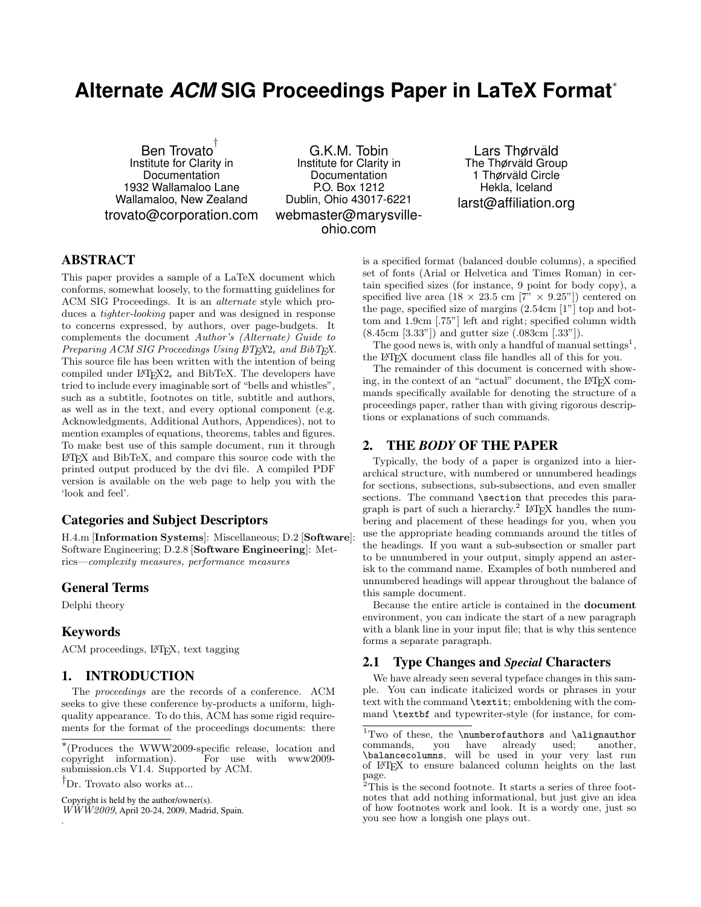# Alternate *ACM* SIG Proceedings Paper in LaTeX Format[*]

Ben Trovato[†]
Institute for Clarity in Documentation
1932 Wallamaloo Lane
Wallamaloo, New Zealand
trovato@corporation.com

G.K.M. Tobin
Institute for Clarity in Documentation
P.O. Box 1212
Dublin, Ohio 43017-6221
webmaster@marysville-ohio.com

Lars Thørväld
The Thørväld Group
1 Thørväld Circle
Hekla, Iceland
larst@affiliation.org

## ABSTRACT

This paper provides a sample of a LaTeX document which conforms, somewhat loosely, to the formatting guidelines for ACM SIG Proceedings. It is an *alternate* style which produces a *tighter-looking* paper and was designed in response to concerns expressed, by authors, over page-budgets. It complements the document *Author's (Alternate) Guide to Preparing ACM SIG Proceedings Using LaTeX2ε and BibTeX*. This source file has been written with the intention of being compiled under LaTeX2ε and BibTeX. The developers have tried to include every imaginable sort of "bells and whistles", such as a subtitle, footnotes on title, subtitle and authors, as well as in the text, and every optional component (e.g. Acknowledgments, Additional Authors, Appendices), not to mention examples of equations, theorems, tables and figures. To make best use of this sample document, run it through LaTeX and BibTeX, and compare this source code with the printed output produced by the dvi file. A compiled PDF version is available on the web page to help you with the 'look and feel'.

### Categories and Subject Descriptors

H.4.m [**Information Systems**]: Miscellaneous; D.2 [**Software**]: Software Engineering; D.2.8 [**Software Engineering**]: Metrics—*complexity measures, performance measures*

### General Terms

Delphi theory

### Keywords

ACM proceedings, LaTeX, text tagging

## 1. INTRODUCTION

The *proceedings* are the records of a conference. ACM seeks to give these conference by-products a uniform, high-quality appearance. To do this, ACM has some rigid requirements for the format of the proceedings documents: there is a specified format (balanced double columns), a specified set of fonts (Arial or Helvetica and Times Roman) in certain specified sizes (for instance, 9 point for body copy), a specified live area (18 × 23.5 cm [7" × 9.25"]) centered on the page, specified size of margins (2.54cm [1"] top and bottom and 1.9cm [.75"] left and right; specified column width (8.45cm [3.33"]) and gutter size (.083cm [.33"]).

The good news is, with only a handful of manual settings[1], the LaTeX document class file handles all of this for you.

The remainder of this document is concerned with showing, in the context of an "actual" document, the LaTeX commands specifically available for denoting the structure of a proceedings paper, rather than with giving rigorous descriptions or explanations of such commands.

## 2. THE *BODY* OF THE PAPER

Typically, the body of a paper is organized into a hierarchical structure, with numbered or unnumbered headings for sections, subsections, sub-subsections, and even smaller sections. The command `\section` that precedes this paragraph is part of such a hierarchy.[2] LaTeX handles the numbering and placement of these headings for you, when you use the appropriate heading commands around the titles of the headings. If you want a sub-subsection or smaller part to be unnumbered in your output, simply append an asterisk to the command name. Examples of both numbered and unnumbered headings will appear throughout the balance of this sample document.

Because the entire article is contained in the **document** environment, you can indicate the start of a new paragraph with a blank line in your input file; that is why this sentence forms a separate paragraph.

### 2.1 Type Changes and *Special* Characters

We have already seen several typeface changes in this sample. You can indicate italicized words or phrases in your text with the command `\textit`; emboldening with the command `\textbf` and typewriter-style (for instance, for com-

---

[*](Produces the WWW2009-specific release, location and copyright information). For use with www2009-submission.cls V1.4. Supported by ACM.

[†]Dr. Trovato also works at...

Copyright is held by the author/owner(s).
*WWW2009*, April 20-24, 2009, Madrid, Spain.
.

[1]Two of these, the `\numberofauthors` and `\alignauthor` commands, you have already used; another, `\balancecolumns`, will be used in your very last run of LaTeX to ensure balanced column heights on the last page.

[2]This is the second footnote. It starts a series of three footnotes that add nothing informational, but just give an idea of how footnotes work and look. It is a wordy one, just so you see how a longish one plays out.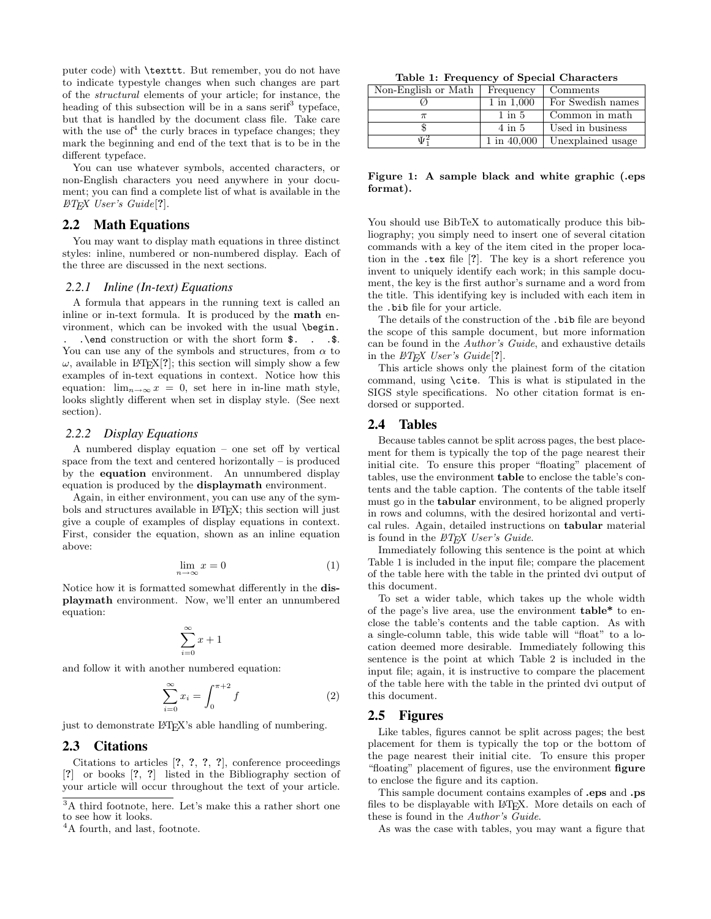puter code) with `\texttt`. But remember, you do not have to indicate typestyle changes when such changes are part of the *structural* elements of your article; for instance, the heading of this subsection will be in a sans serif[3] typeface, but that is handled by the document class file. Take care with the use of[4] the curly braces in typeface changes; they mark the beginning and end of the text that is to be in the different typeface.

You can use whatever symbols, accented characters, or non-English characters you need anywhere in your document; you can find a complete list of what is available in the *LaTeX User's Guide*[?].

## 2.2 Math Equations

You may want to display math equations in three distinct styles: inline, numbered or non-numbered display. Each of the three are discussed in the next sections.

### 2.2.1 Inline (In-text) Equations

A formula that appears in the running text is called an inline or in-text formula. It is produced by the **math** environment, which can be invoked with the usual `\begin. . .\end` construction or with the short form `$. . .$`. You can use any of the symbols and structures, from $\alpha$ to $\omega$, available in LaTeX[?]; this section will simply show a few examples of in-text equations in context. Notice how this equation: $\lim_{n\rightarrow \infty}x=0$, set here in in-line math style, looks slightly different when set in display style. (See next section).

### 2.2.2 Display Equations

A numbered display equation – one set off by vertical space from the text and centered horizontally – is produced by the **equation** environment. An unnumbered display equation is produced by the **displaymath** environment.

Again, in either environment, you can use any of the symbols and structures available in LaTeX; this section will just give a couple of examples of display equations in context. First, consider the equation, shown as an inline equation above:

$$\lim_{n\rightarrow \infty}x=0 \tag{1}$$

Notice how it is formatted somewhat differently in the **displaymath** environment. Now, we'll enter an unnumbered equation:

$$\sum_{i=0}^{\infty} x + 1$$

and follow it with another numbered equation:

$$\sum_{i=0}^{\infty}x_i=\int_{0}^{\pi+2} f \tag{2}$$

just to demonstrate LaTeX's able handling of numbering.

## 2.3 Citations

Citations to articles [?, ?, ?, ?], conference proceedings [?] or books [?, ?] listed in the Bibliography section of your article will occur throughout the text of your article. You should use BibTeX to automatically produce this bibliography; you simply need to insert one of several citation commands with a key of the item cited in the proper location in the `.tex` file [?]. The key is a short reference you invent to uniquely identify each work; in this sample document, the key is the first author's surname and a word from the title. This identifying key is included with each item in the `.bib` file for your article.

The details of the construction of the `.bib` file are beyond the scope of this sample document, but more information can be found in the *Author's Guide*, and exhaustive details in the *LaTeX User's Guide*[?].

This article shows only the plainest form of the citation command, using `\cite`. This is what is stipulated in the SIGS style specifications. No other citation format is endorsed or supported.

## 2.4 Tables

Because tables cannot be split across pages, the best placement for them is typically the top of the page nearest their initial cite. To ensure this proper "floating" placement of tables, use the environment **table** to enclose the table's contents and the table caption. The contents of the table itself must go in the **tabular** environment, to be aligned properly in rows and columns, with the desired horizontal and vertical rules. Again, detailed instructions on **tabular** material is found in the *LaTeX User's Guide*.

Immediately following this sentence is the point at which Table 1 is included in the input file; compare the placement of the table here with the table in the printed dvi output of this document.

**Table 1: Frequency of Special Characters**

| Non-English or Math | Frequency | Comments |
|---|---|---|
| Ø | 1 in 1,000 | For Swedish names |
| $\pi$ | 1 in 5 | Common in math |
| $ | 4 in 5 | Used in business |
| $\Psi^2_1$ | 1 in 40,000 | Unexplained usage |

To set a wider table, which takes up the whole width of the page's live area, use the environment **table*** to enclose the table's contents and the table caption. As with a single-column table, this wide table will "float" to a location deemed more desirable. Immediately following this sentence is the point at which Table 2 is included in the input file; again, it is instructive to compare the placement of the table here with the table in the printed dvi output of this document.

## 2.5 Figures

Like tables, figures cannot be split across pages; the best placement for them is typically the top or the bottom of the page nearest their initial cite. To ensure this proper "floating" placement of figures, use the environment **figure** to enclose the figure and its caption.

**Figure 1: A sample black and white graphic (.eps format).**

This sample document contains examples of **.eps** and **.ps** files to be displayable with LaTeX. More details on each of these is found in the *Author's Guide*.

As was the case with tables, you may want a figure that

[3]A third footnote, here. Let's make this a rather short one to see how it looks.

[4]A fourth, and last, footnote.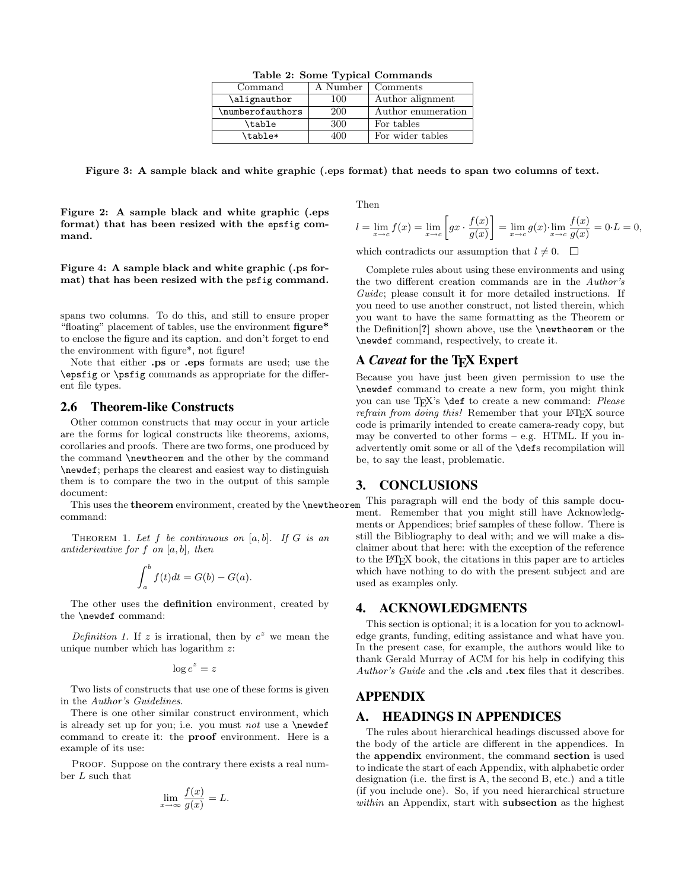**Table 2: Some Typical Commands**

| Command | A Number | Comments |
|---|---|---|
| `\alignauthor` | 100 | Author alignment |
| `\numberofauthors` | 200 | Author enumeration |
| `\table` | 300 | For tables |
| `\table*` | 400 | For wider tables |

**Figure 3: A sample black and white graphic (.eps format) that needs to span two columns of text.**

**Figure 2: A sample black and white graphic (.eps format) that has been resized with the `epsfig` command.**

**Figure 4: A sample black and white graphic (.ps format) that has been resized with the `psfig` command.**

spans two columns. To do this, and still to ensure proper "floating" placement of tables, use the environment **figure*** to enclose the figure and its caption. and don't forget to end the environment with figure*, not figure!

Note that either **.ps** or **.eps** formats are used; use the `\epsfig` or `\psfig` commands as appropriate for the different file types.

## 2.6 Theorem-like Constructs

Other common constructs that may occur in your article are the forms for logical constructs like theorems, axioms, corollaries and proofs. There are two forms, one produced by the command `\newtheorem` and the other by the command `\newdef`; perhaps the clearest and easiest way to distinguish them is to compare the two in the output of this sample document:

This uses the **theorem** environment, created by the `\newtheorem` command:

THEOREM 1. *Let $f$ be continuous on $[a, b]$. If $G$ is an antiderivative for $f$ on $[a, b]$, then*

$$\int_a^b f(t)dt = G(b) - G(a).$$

The other uses the **definition** environment, created by the `\newdef` command:

*Definition 1.* If $z$ is irrational, then by $e^z$ we mean the unique number which has logarithm $z$:

$$\log e^z = z$$

Two lists of constructs that use one of these forms is given in the *Author's Guidelines*.

There is one other similar construct environment, which is already set up for you; i.e. you must *not* use a `\newdef` command to create it: the **proof** environment. Here is a example of its use:

PROOF. Suppose on the contrary there exists a real number $L$ such that

$$\lim_{x\to\infty} \frac{f(x)}{g(x)} = L.$$

Then

$$l = \lim_{x\to c} f(x) = \lim_{x\to c} \left[ gx \cdot \frac{f(x)}{g(x)} \right] = \lim_{x\to c} g(x) \cdot \lim_{x\to c} \frac{f(x)}{g(x)} = 0 \cdot L = 0,$$

which contradicts our assumption that $l \neq 0$. □

Complete rules about using these environments and using the two different creation commands are in the *Author's Guide*; please consult it for more detailed instructions. If you need to use another construct, not listed therein, which you want to have the same formatting as the Theorem or the Definition[**?**] shown above, use the `\newtheorem` or the `\newdef` command, respectively, to create it.

## A *Caveat* for the TEX Expert

Because you have just been given permission to use the `\newdef` command to create a new form, you might think you can use TEX's `\def` to create a new command: *Please refrain from doing this!* Remember that your LATEX source code is primarily intended to create camera-ready copy, but may be converted to other forms – e.g. HTML. If you inadvertently omit some or all of the `\def`s recompilation will be, to say the least, problematic.

# 3. CONCLUSIONS

This paragraph will end the body of this sample document. Remember that you might still have Acknowledgments or Appendices; brief samples of these follow. There is still the Bibliography to deal with; and we will make a disclaimer about that here: with the exception of the reference to the LATEX book, the citations in this paper are to articles which have nothing to do with the present subject and are used as examples only.

# 4. ACKNOWLEDGMENTS

This section is optional; it is a location for you to acknowledge grants, funding, editing assistance and what have you. In the present case, for example, the authors would like to thank Gerald Murray of ACM for his help in codifying this *Author's Guide* and the **.cls** and **.tex** files that it describes.

# APPENDIX

# A. HEADINGS IN APPENDICES

The rules about hierarchical headings discussed above for the body of the article are different in the appendices. In the **appendix** environment, the command **section** is used to indicate the start of each Appendix, with alphabetic order designation (i.e. the first is A, the second B, etc.) and a title (if you include one). So, if you need hierarchical structure *within* an Appendix, start with **subsection** as the highest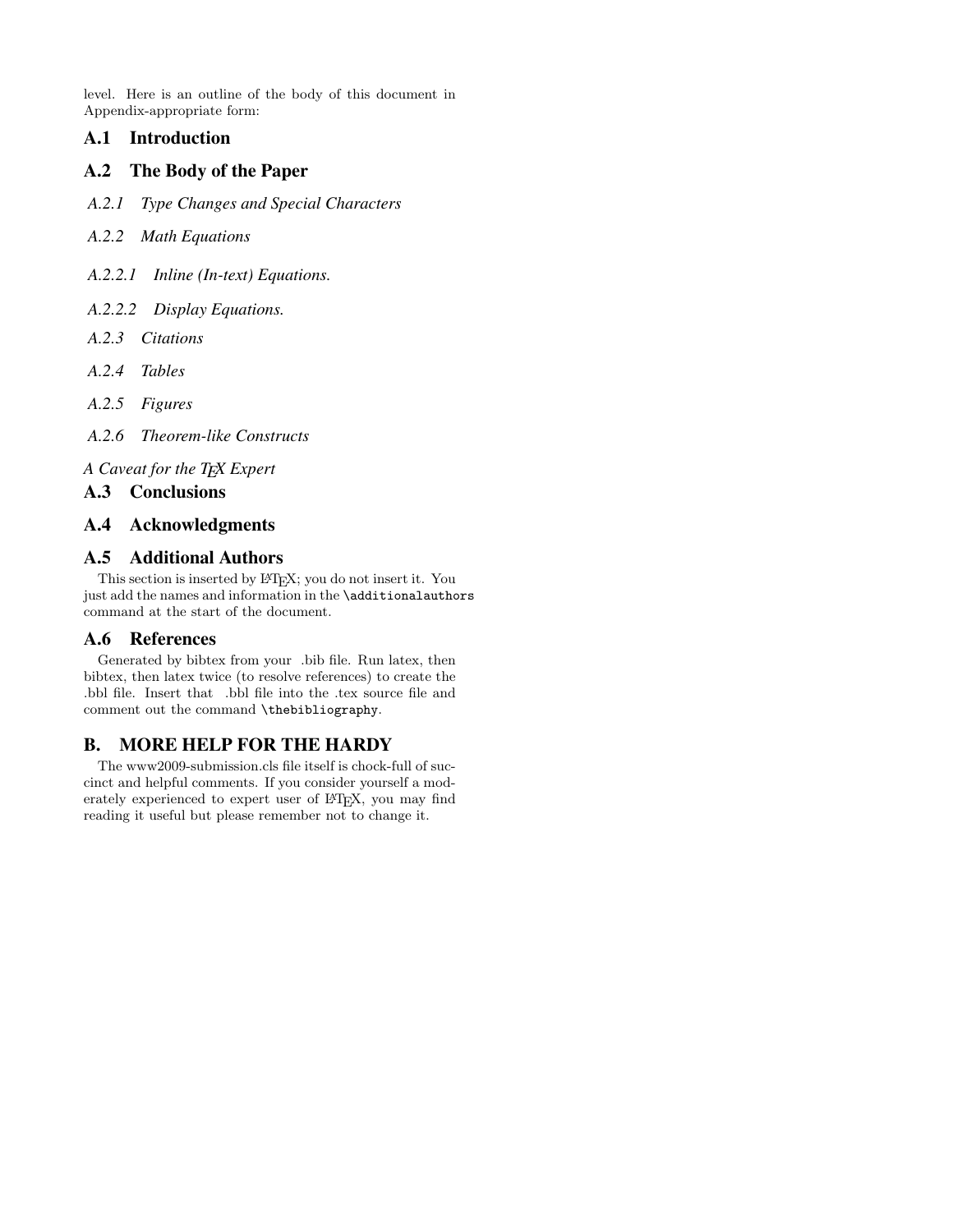level. Here is an outline of the body of this document in Appendix-appropriate form:

## A.1 Introduction

## A.2 The Body of the Paper

### *A.2.1 Type Changes and Special Characters*

### *A.2.2 Math Equations*

#### *A.2.2.1 Inline (In-text) Equations.*

#### *A.2.2.2 Display Equations.*

### *A.2.3 Citations*

### *A.2.4 Tables*

### *A.2.5 Figures*

### *A.2.6 Theorem-like Constructs*

*A Caveat for the TEX Expert*

## A.3 Conclusions

## A.4 Acknowledgments

## A.5 Additional Authors

This section is inserted by LATEX; you do not insert it. You just add the names and information in the `\additionalauthors` command at the start of the document.

## A.6 References

Generated by bibtex from your .bib file. Run latex, then bibtex, then latex twice (to resolve references) to create the .bbl file. Insert that .bbl file into the .tex source file and comment out the command `\thebibliography`.

# B. MORE HELP FOR THE HARDY

The www2009-submission.cls file itself is chock-full of succinct and helpful comments. If you consider yourself a moderately experienced to expert user of LATEX, you may find reading it useful but please remember not to change it.